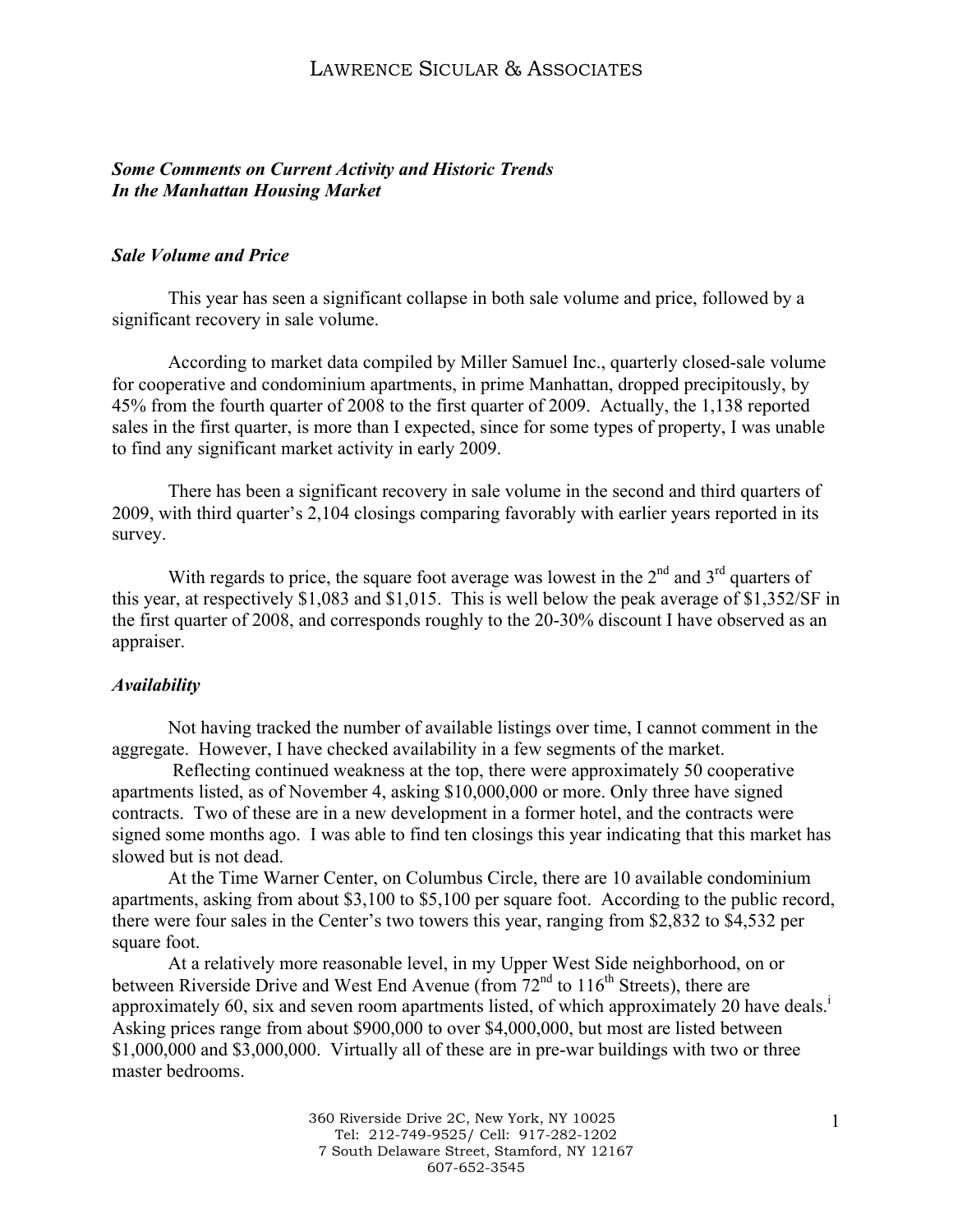# LAWRENCE SICULAR & ASSOCIATES

***Some Comments on Current Activity and Historic Trends In the Manhattan Housing Market***

## *Sale Volume and Price*

This year has seen a significant collapse in both sale volume and price, followed by a significant recovery in sale volume.

According to market data compiled by Miller Samuel Inc., quarterly closed-sale volume for cooperative and condominium apartments, in prime Manhattan, dropped precipitously, by 45% from the fourth quarter of 2008 to the first quarter of 2009. Actually, the 1,138 reported sales in the first quarter, is more than I expected, since for some types of property, I was unable to find any significant market activity in early 2009.

There has been a significant recovery in sale volume in the second and third quarters of 2009, with third quarter's 2,104 closings comparing favorably with earlier years reported in its survey.

With regards to price, the square foot average was lowest in the 2nd and 3rd quarters of this year, at respectively $1,083 and $1,015. This is well below the peak average of $1,352/SF in the first quarter of 2008, and corresponds roughly to the 20-30% discount I have observed as an appraiser.

## *Availability*

Not having tracked the number of available listings over time, I cannot comment in the aggregate. However, I have checked availability in a few segments of the market.

Reflecting continued weakness at the top, there were approximately 50 cooperative apartments listed, as of November 4, asking $10,000,000 or more. Only three have signed contracts. Two of these are in a new development in a former hotel, and the contracts were signed some months ago. I was able to find ten closings this year indicating that this market has slowed but is not dead.

At the Time Warner Center, on Columbus Circle, there are 10 available condominium apartments, asking from about $3,100 to $5,100 per square foot. According to the public record, there were four sales in the Center's two towers this year, ranging from $2,832 to $4,532 per square foot.

At a relatively more reasonable level, in my Upper West Side neighborhood, on or between Riverside Drive and West End Avenue (from 72nd to 116th Streets), there are approximately 60, six and seven room apartments listed, of which approximately 20 have deals.[i] Asking prices range from about $900,000 to over $4,000,000, but most are listed between $1,000,000 and $3,000,000. Virtually all of these are in pre-war buildings with two or three master bedrooms.

360 Riverside Drive 2C, New York, NY 10025
Tel: 212-749-9525/ Cell: 917-282-1202
7 South Delaware Street, Stamford, NY 12167
607-652-3545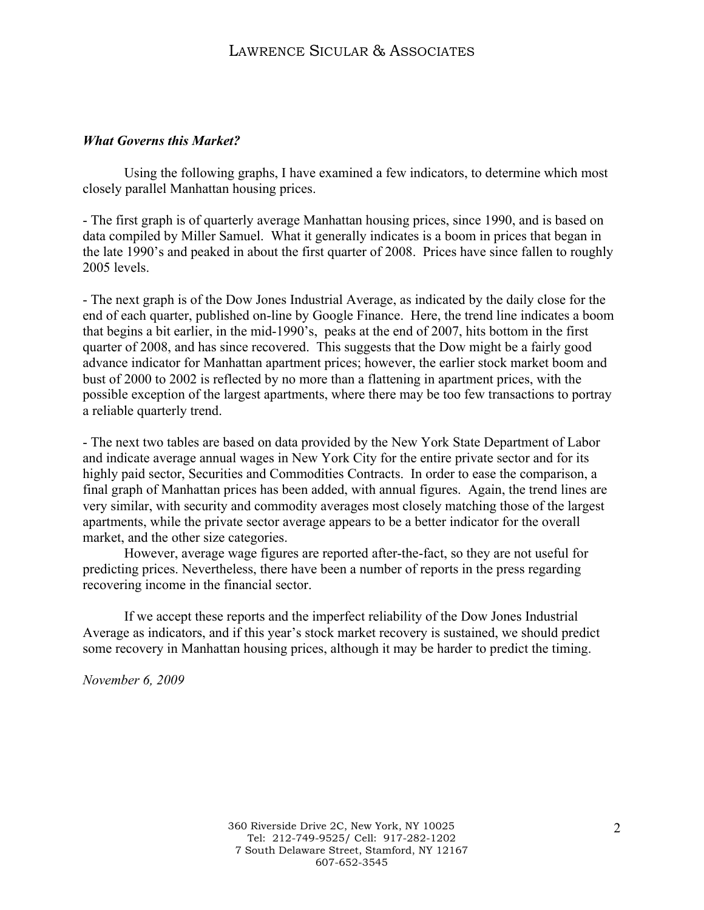### *What Governs this Market?*

Using the following graphs, I have examined a few indicators, to determine which most closely parallel Manhattan housing prices.

- The first graph is of quarterly average Manhattan housing prices, since 1990, and is based on data compiled by Miller Samuel. What it generally indicates is a boom in prices that began in the late 1990's and peaked in about the first quarter of 2008. Prices have since fallen to roughly 2005 levels.

- The next graph is of the Dow Jones Industrial Average, as indicated by the daily close for the end of each quarter, published on-line by Google Finance. Here, the trend line indicates a boom that begins a bit earlier, in the mid-1990's, peaks at the end of 2007, hits bottom in the first quarter of 2008, and has since recovered. This suggests that the Dow might be a fairly good advance indicator for Manhattan apartment prices; however, the earlier stock market boom and bust of 2000 to 2002 is reflected by no more than a flattening in apartment prices, with the possible exception of the largest apartments, where there may be too few transactions to portray a reliable quarterly trend.

- The next two tables are based on data provided by the New York State Department of Labor and indicate average annual wages in New York City for the entire private sector and for its highly paid sector, Securities and Commodities Contracts. In order to ease the comparison, a final graph of Manhattan prices has been added, with annual figures. Again, the trend lines are very similar, with security and commodity averages most closely matching those of the largest apartments, while the private sector average appears to be a better indicator for the overall market, and the other size categories.

However, average wage figures are reported after-the-fact, so they are not useful for predicting prices. Nevertheless, there have been a number of reports in the press regarding recovering income in the financial sector.

If we accept these reports and the imperfect reliability of the Dow Jones Industrial Average as indicators, and if this year's stock market recovery is sustained, we should predict some recovery in Manhattan housing prices, although it may be harder to predict the timing.

*November 6, 2009*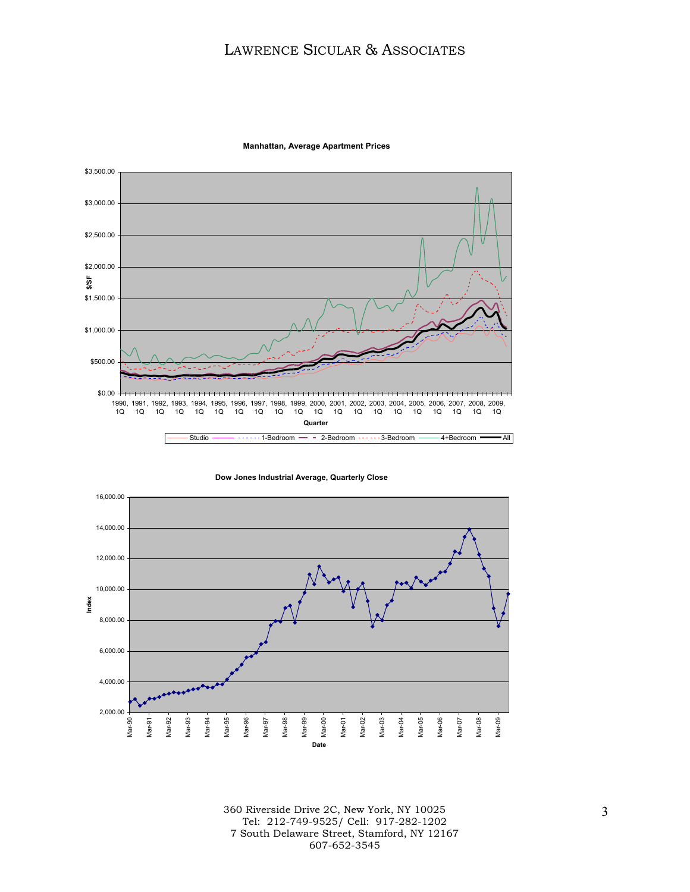**Manhattan, Average Apartment Prices**

$/SF: $0.00, $500.00, $1,000.00, $1,500.00, $2,000.00, $2,500.00, $3,000.00, $3,500.00

Quarter: 1990, 1Q; 1991, 1Q; 1992, 1Q; 1993, 1Q; 1994, 1Q; 1995, 1Q; 1996, 1Q; 1997, 1Q; 1998, 1Q; 1999, 1Q; 2000, 1Q; 2001, 1Q; 2002, 1Q; 2003, 1Q; 2004, 1Q; 2005, 1Q; 2006, 1Q; 2007, 1Q; 2008, 1Q; 2009, 1Q

Legend: Studio, 1-Bedroom, 2-Bedroom, 3-Bedroom, 4+Bedroom, All

**Dow Jones Industrial Average, Quarterly Close**

Index: 2,000.00, 4,000.00, 6,000.00, 8,000.00, 10,000.00, 12,000.00, 14,000.00, 16,000.00

Date: Mar-90, Mar-91, Mar-92, Mar-93, Mar-94, Mar-95, Mar-96, Mar-97, Mar-98, Mar-99, Mar-00, Mar-01, Mar-02, Mar-03, Mar-04, Mar-05, Mar-06, Mar-07, Mar-08, Mar-09

360 Riverside Drive 2C, New York, NY 10025
Tel: 212-749-9525/ Cell: 917-282-1202
7 South Delaware Street, Stamford, NY 12167
607-652-3545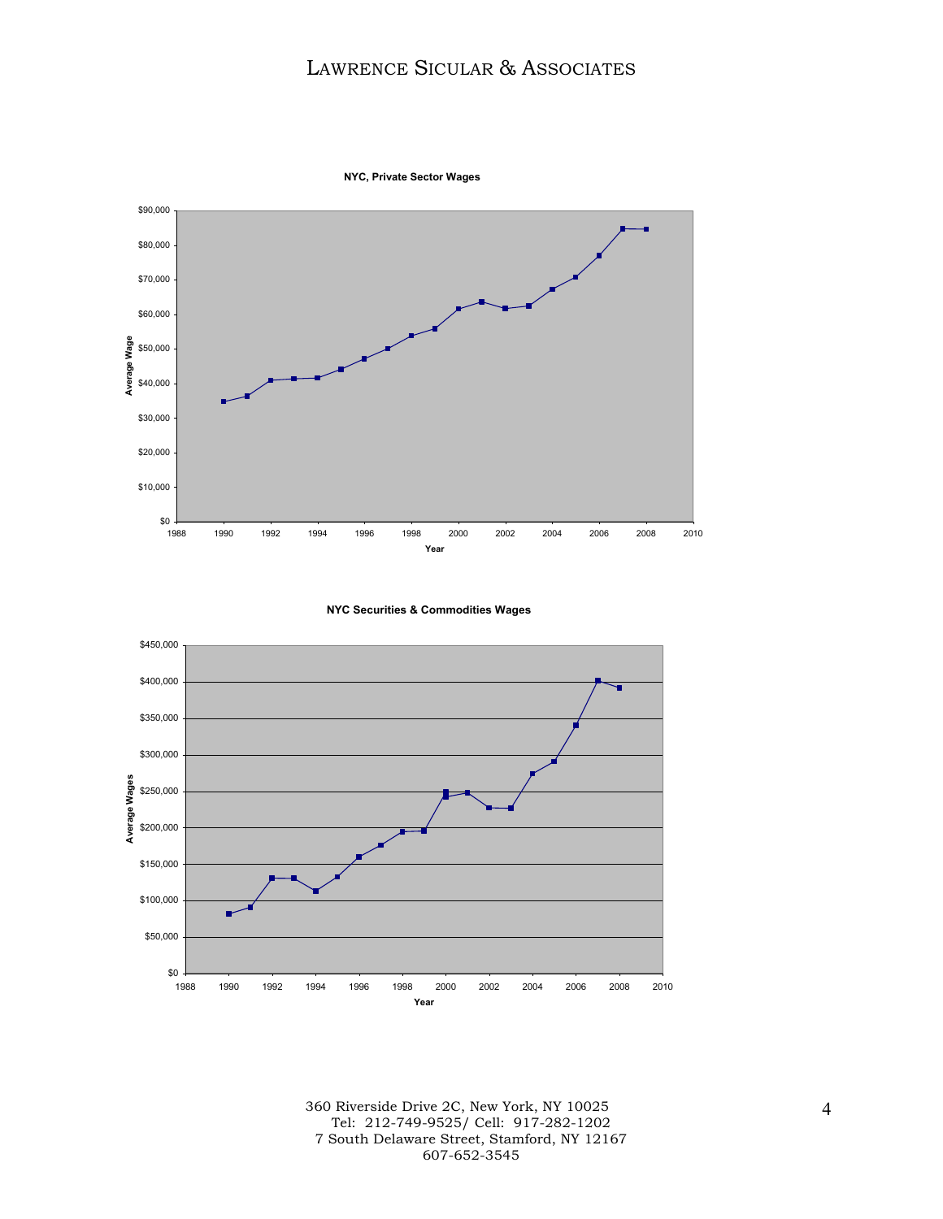**NYC, Private Sector Wages**

Average Wage ($0 – $90,000) vs. Year (1988 – 2010)

**NYC Securities & Commodities Wages**

Average Wages ($0 – $450,000) vs. Year (1988 – 2010)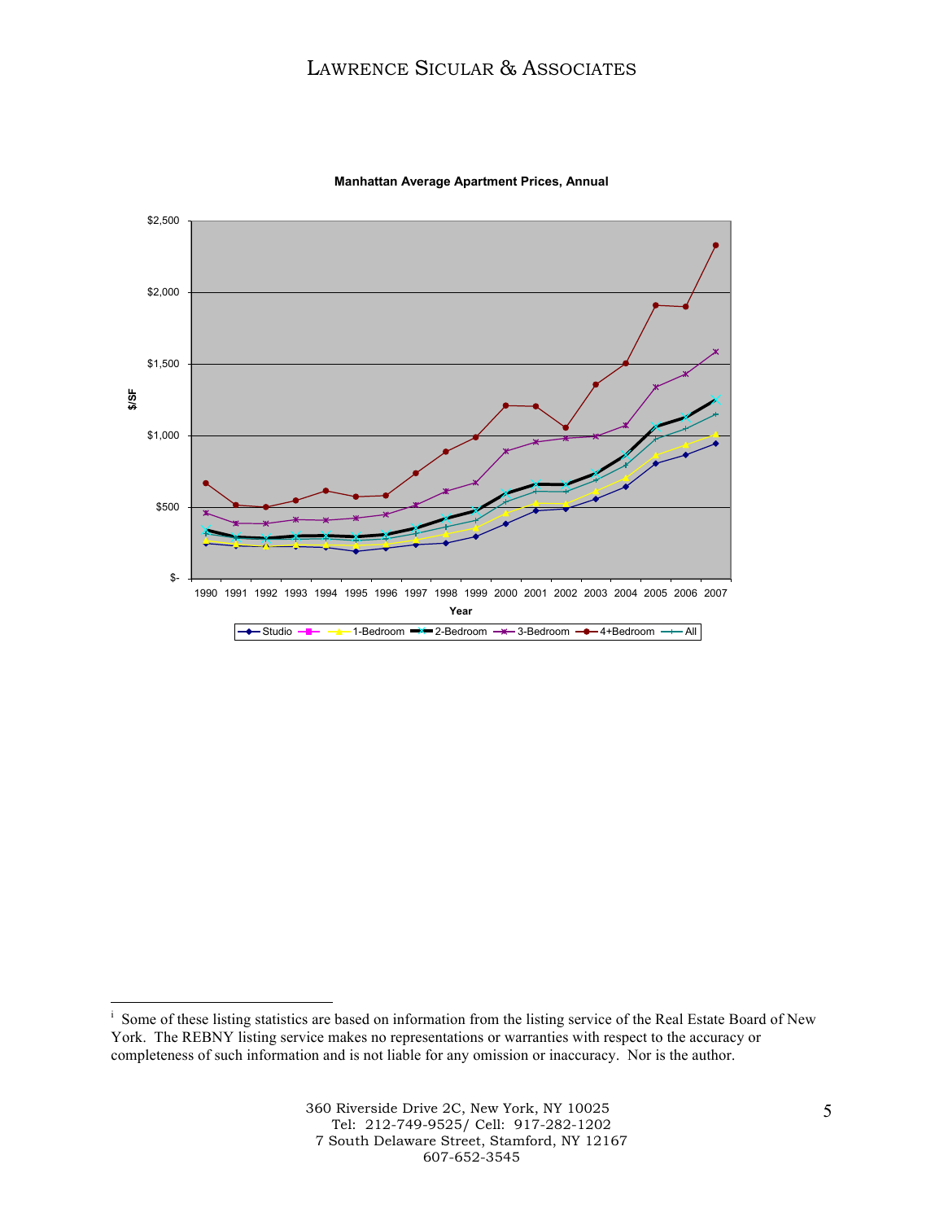Manhattan Average Apartment Prices, Annual

$2,500
$2,000
$1,500
$1,000
$500
$-

$/SF

1990 1991 1992 1993 1994 1995 1996 1997 1998 1999 2000 2001 2002 2003 2004 2005 2006 2007

Year

Studio
1-Bedroom
2-Bedroom
3-Bedroom
4+Bedroom
All

---

[i] Some of these listing statistics are based on information from the listing service of the Real Estate Board of New York. The REBNY listing service makes no representations or warranties with respect to the accuracy or completeness of such information and is not liable for any omission or inaccuracy. Nor is the author.